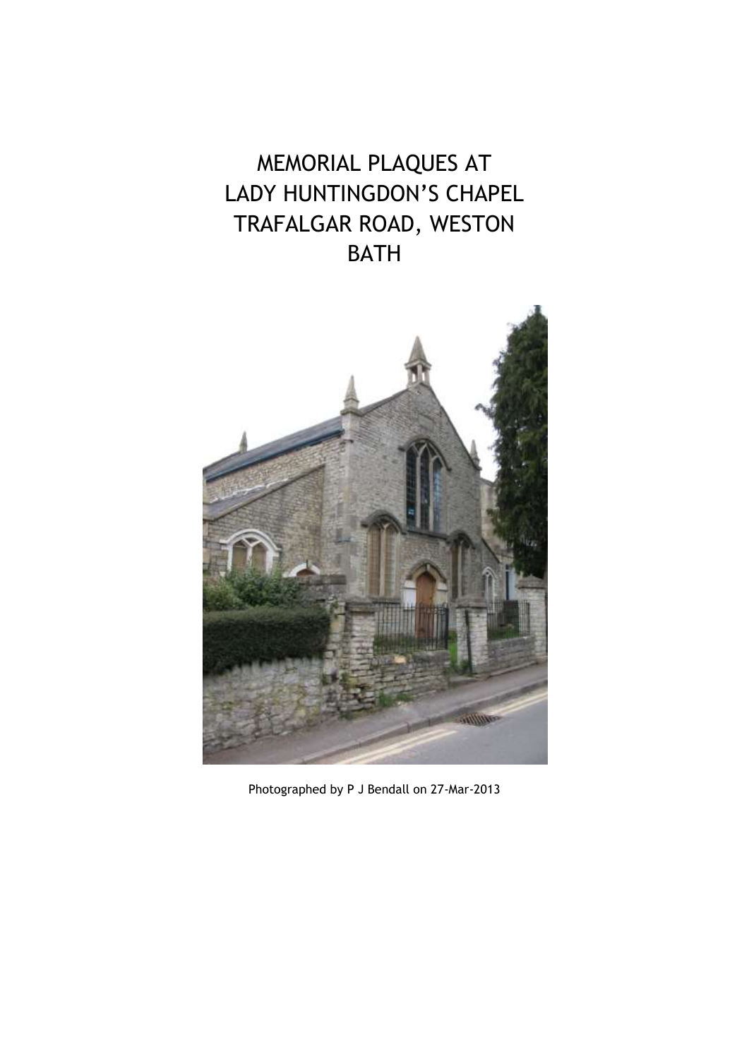# MEMORIAL PLAQUES AT LADY HUNTINGDON'S CHAPEL TRAFALGAR ROAD, WESTON BATH

Photographed by P J Bendall on 27-Mar-2013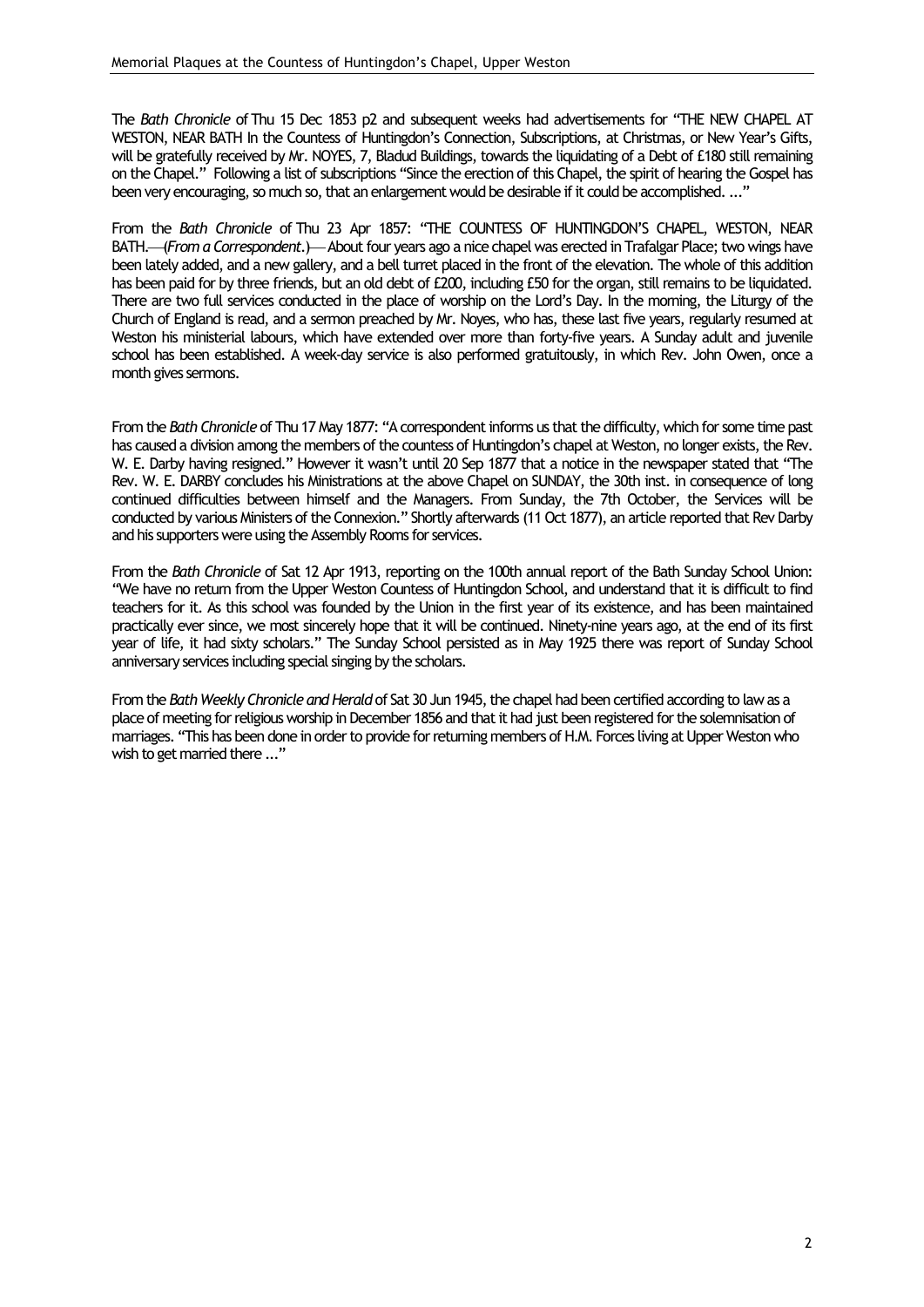The *Bath Chronicle* of Thu 15 Dec 1853 p2 and subsequent weeks had advertisements for "THE NEW CHAPEL AT WESTON, NEAR BATH In the Countess of Huntingdon's Connection, Subscriptions, at Christmas, or New Year's Gifts, will be gratefully received by Mr. NOYES, 7, Bladud Buildings, towards the liquidating of a Debt of £180 still remaining on the Chapel." Following a list of subscriptions "Since the erection of this Chapel, the spirit of hearing the Gospel has been very encouraging, so much so, that an enlargement would be desirable if it could be accomplished. ..."

From the *Bath Chronicle* of Thu 23 Apr 1857: "THE COUNTESS OF HUNTINGDON'S CHAPEL, WESTON, NEAR BATH.—(*From a Correspondent*.)— About four years ago a nice chapel was erected in Trafalgar Place; two wings have been lately added, and a new gallery, and a bell turret placed in the front of the elevation. The whole of this addition has been paid for by three friends, but an old debt of £200, including £50 for the organ, still remains to be liquidated. There are two full services conducted in the place of worship on the Lord's Day. In the morning, the Liturgy of the Church of England is read, and a sermon preached by Mr. Noyes, who has, these last five years, regularly resumed at Weston his ministerial labours, which have extended over more than forty-five years. A Sunday adult and juvenile school has been established. A week-day service is also performed gratuitously, in which Rev. John Owen, once a month gives sermons.

From the *Bath Chronicle* of Thu 17 May 1877: "A correspondent informs us that the difficulty, which for some time past has caused a division among the members of the countess of Huntingdon's chapel at Weston, no longer exists, the Rev. W. E. Darby having resigned." However it wasn't until 20 Sep 1877 that a notice in the newspaper stated that "The Rev. W. E. DARBY concludes his Ministrations at the above Chapel on SUNDAY, the 30th inst. in consequence of long continued difficulties between himself and the Managers. From Sunday, the 7th October, the Services will be conducted by various Ministers of the Connexion." Shortly afterwards (11 Oct 1877), an article reported that Rev Darby and his supporters were using the Assembly Rooms for services.

From the *Bath Chronicle* of Sat 12 Apr 1913, reporting on the 100th annual report of the Bath Sunday School Union: "We have no return from the Upper Weston Countess of Huntingdon School, and understand that it is difficult to find teachers for it. As this school was founded by the Union in the first year of its existence, and has been maintained practically ever since, we most sincerely hope that it will be continued. Ninety-nine years ago, at the end of its first year of life, it had sixty scholars." The Sunday School persisted as in May 1925 there was report of Sunday School anniversary services including special singing by the scholars.

From the *Bath Weekly Chronicle and Herald* of Sat 30 Jun 1945, the chapel had been certified according to law as a place of meeting for religious worship in December 1856 and that it had just been registered for the solemnisation of marriages. "This has been done in order to provide for returning members of H.M. Forces living at Upper Weston who wish to get married there ..."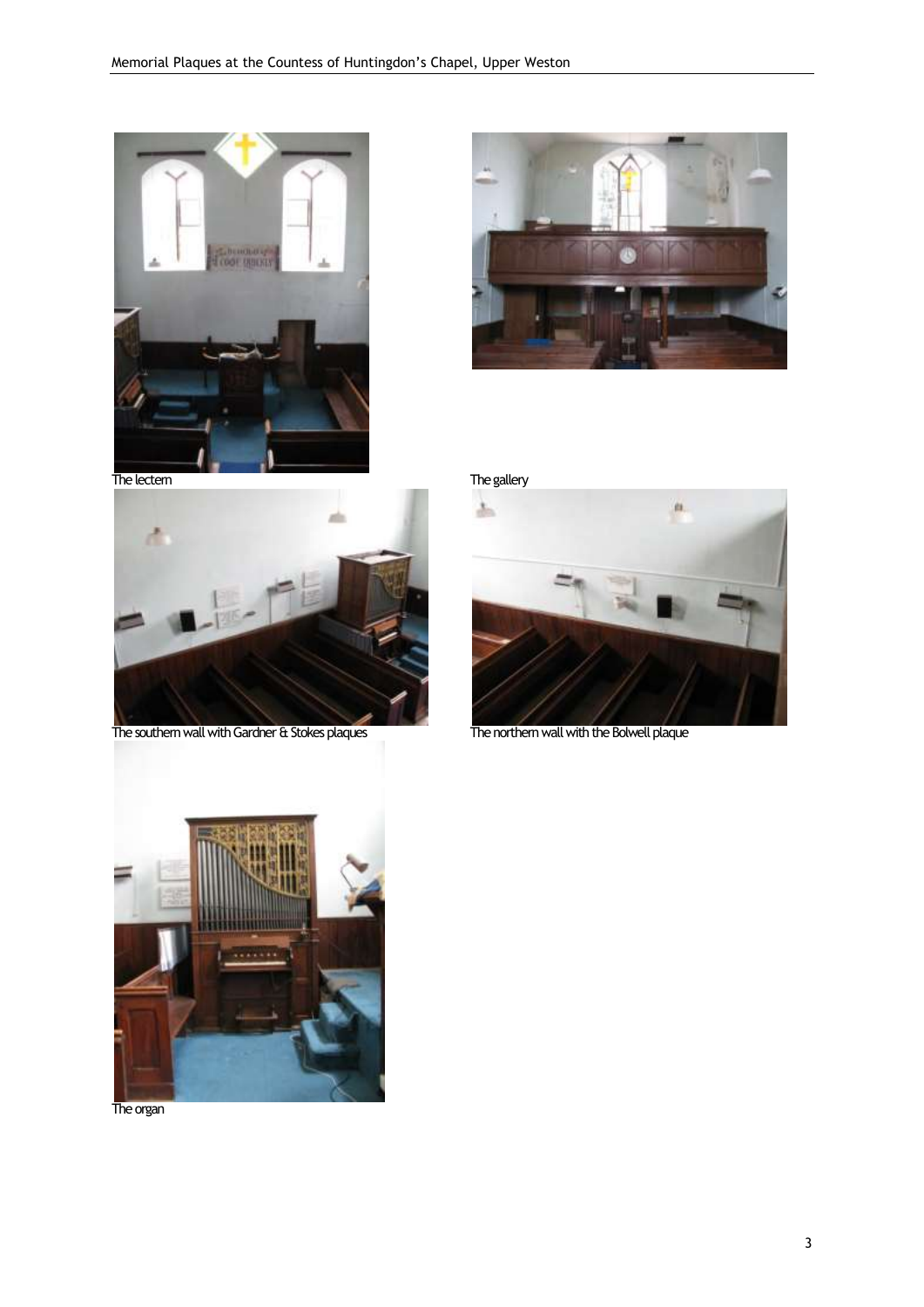The lectern

The gallery

The southern wall with Gardner & Stokes plaques

The northern wall with the Bolwell plaque

The organ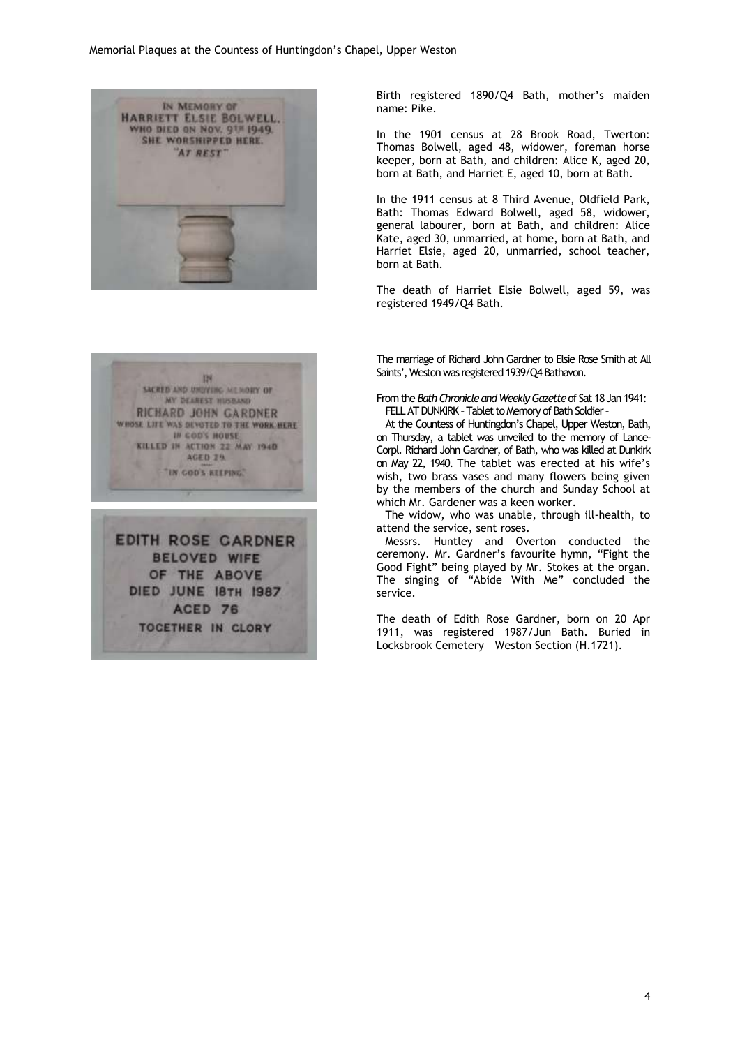IN MEMORY OF
HARRIETT ELSIE BOLWELL.
WHO DIED ON NOV. 9TH 1949.
SHE WORSHIPPED HERE.
"AT REST"

Birth registered 1890/Q4 Bath, mother's maiden name: Pike.

In the 1901 census at 28 Brook Road, Twerton: Thomas Bolwell, aged 48, widower, foreman horse keeper, born at Bath, and children: Alice K, aged 20, born at Bath, and Harriet E, aged 10, born at Bath.

In the 1911 census at 8 Third Avenue, Oldfield Park, Bath: Thomas Edward Bolwell, aged 58, widower, general labourer, born at Bath, and children: Alice Kate, aged 30, unmarried, at home, born at Bath, and Harriet Elsie, aged 20, unmarried, school teacher, born at Bath.

The death of Harriet Elsie Bolwell, aged 59, was registered 1949/Q4 Bath.

IN
SACRED AND UNDYING MEMORY OF
MY DEAREST HUSBAND
RICHARD JOHN GARDNER
WHOSE LIFE WAS DEVOTED TO THE WORK HERE
IN GOD'S HOUSE
KILLED IN ACTION 22 MAY 1940
AGED 29
"IN GOD'S KEEPING."

EDITH ROSE GARDNER
BELOVED WIFE
OF THE ABOVE
DIED JUNE 18TH 1987
AGED 76
TOGETHER IN GLORY

The marriage of Richard John Gardner to Elsie Rose Smith at All Saints', Weston was registered 1939/Q4 Bathavon.

From the *Bath Chronicle and Weekly Gazette* of Sat 18 Jan 1941:
FELL AT DUNKIRK – Tablet to Memory of Bath Soldier –

At the Countess of Huntingdon's Chapel, Upper Weston, Bath, on Thursday, a tablet was unveiled to the memory of Lance-Corpl. Richard John Gardner, of Bath, who was killed at Dunkirk on May 22, 1940. The tablet was erected at his wife's wish, two brass vases and many flowers being given by the members of the church and Sunday School at which Mr. Gardener was a keen worker.

The widow, who was unable, through ill-health, to attend the service, sent roses.

Messrs. Huntley and Overton conducted the ceremony. Mr. Gardner's favourite hymn, "Fight the Good Fight" being played by Mr. Stokes at the organ. The singing of "Abide With Me" concluded the service.

The death of Edith Rose Gardner, born on 20 Apr 1911, was registered 1987/Jun Bath. Buried in Locksbrook Cemetery – Weston Section (H.1721).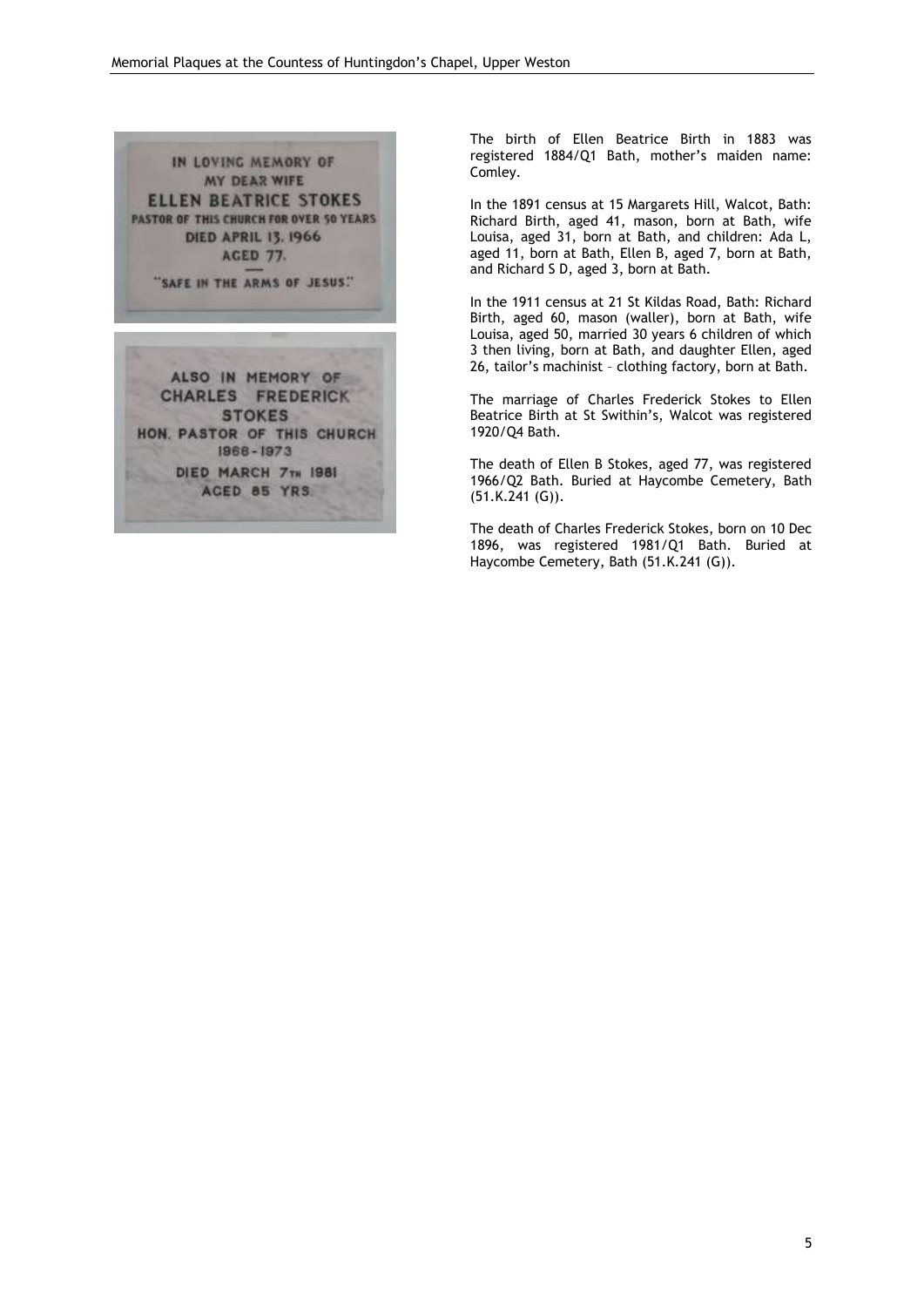IN LOVING MEMORY OF
MY DEAR WIFE
ELLEN BEATRICE STOKES
PASTOR OF THIS CHURCH FOR OVER 50 YEARS
DIED APRIL 13. 1966
AGED 77.

"SAFE IN THE ARMS OF JESUS."

ALSO IN MEMORY OF
CHARLES FREDERICK
STOKES
HON. PASTOR OF THIS CHURCH
1968 - 1973
DIED MARCH 7TH 1981
AGED 85 YRS

The birth of Ellen Beatrice Birth in 1883 was registered 1884/Q1 Bath, mother's maiden name: Comley.

In the 1891 census at 15 Margarets Hill, Walcot, Bath: Richard Birth, aged 41, mason, born at Bath, wife Louisa, aged 31, born at Bath, and children: Ada L, aged 11, born at Bath, Ellen B, aged 7, born at Bath, and Richard S D, aged 3, born at Bath.

In the 1911 census at 21 St Kildas Road, Bath: Richard Birth, aged 60, mason (waller), born at Bath, wife Louisa, aged 50, married 30 years 6 children of which 3 then living, born at Bath, and daughter Ellen, aged 26, tailor's machinist – clothing factory, born at Bath.

The marriage of Charles Frederick Stokes to Ellen Beatrice Birth at St Swithin's, Walcot was registered 1920/Q4 Bath.

The death of Ellen B Stokes, aged 77, was registered 1966/Q2 Bath. Buried at Haycombe Cemetery, Bath (51.K.241 (G)).

The death of Charles Frederick Stokes, born on 10 Dec 1896, was registered 1981/Q1 Bath. Buried at Haycombe Cemetery, Bath (51.K.241 (G)).